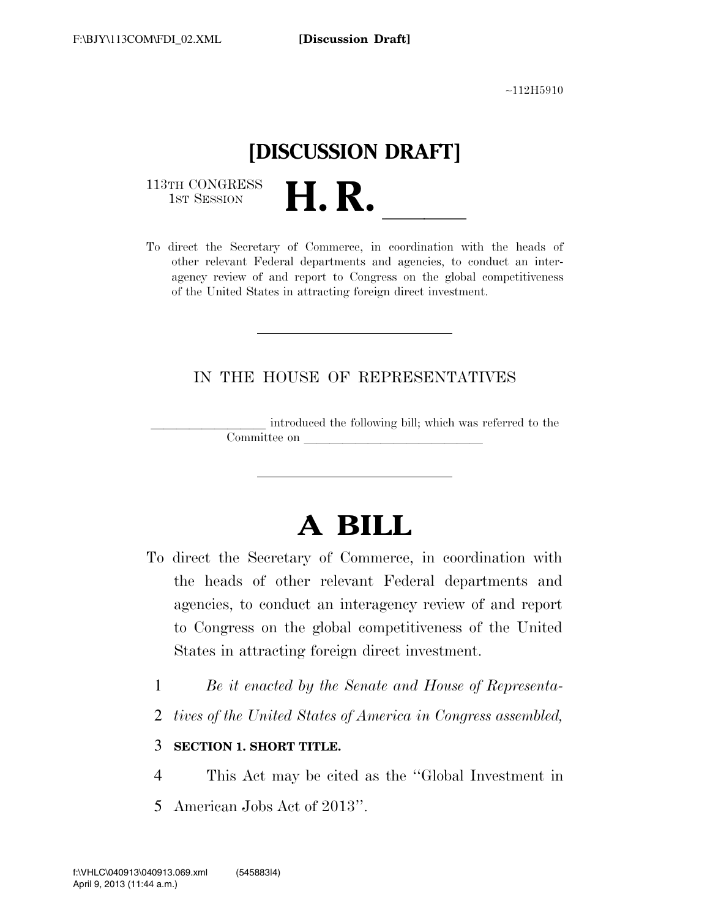~112H5910

# [DISCUSSION DRAFT]

113TH CONGRESS
1ST SESSION

# H. R. ______

To direct the Secretary of Commerce, in coordination with the heads of other relevant Federal departments and agencies, to conduct an interagency review of and report to Congress on the global competitiveness of the United States in attracting foreign direct investment.

---

IN THE HOUSE OF REPRESENTATIVES

______________ introduced the following bill; which was referred to the Committee on ______________________

---

# A BILL

To direct the Secretary of Commerce, in coordination with the heads of other relevant Federal departments and agencies, to conduct an interagency review of and report to Congress on the global competitiveness of the United States in attracting foreign direct investment.

1 *Be it enacted by the Senate and House of Representa-*
2 *tives of the United States of America in Congress assembled,*

3 **SECTION 1. SHORT TITLE.**

4 This Act may be cited as the "Global Investment in
5 American Jobs Act of 2013".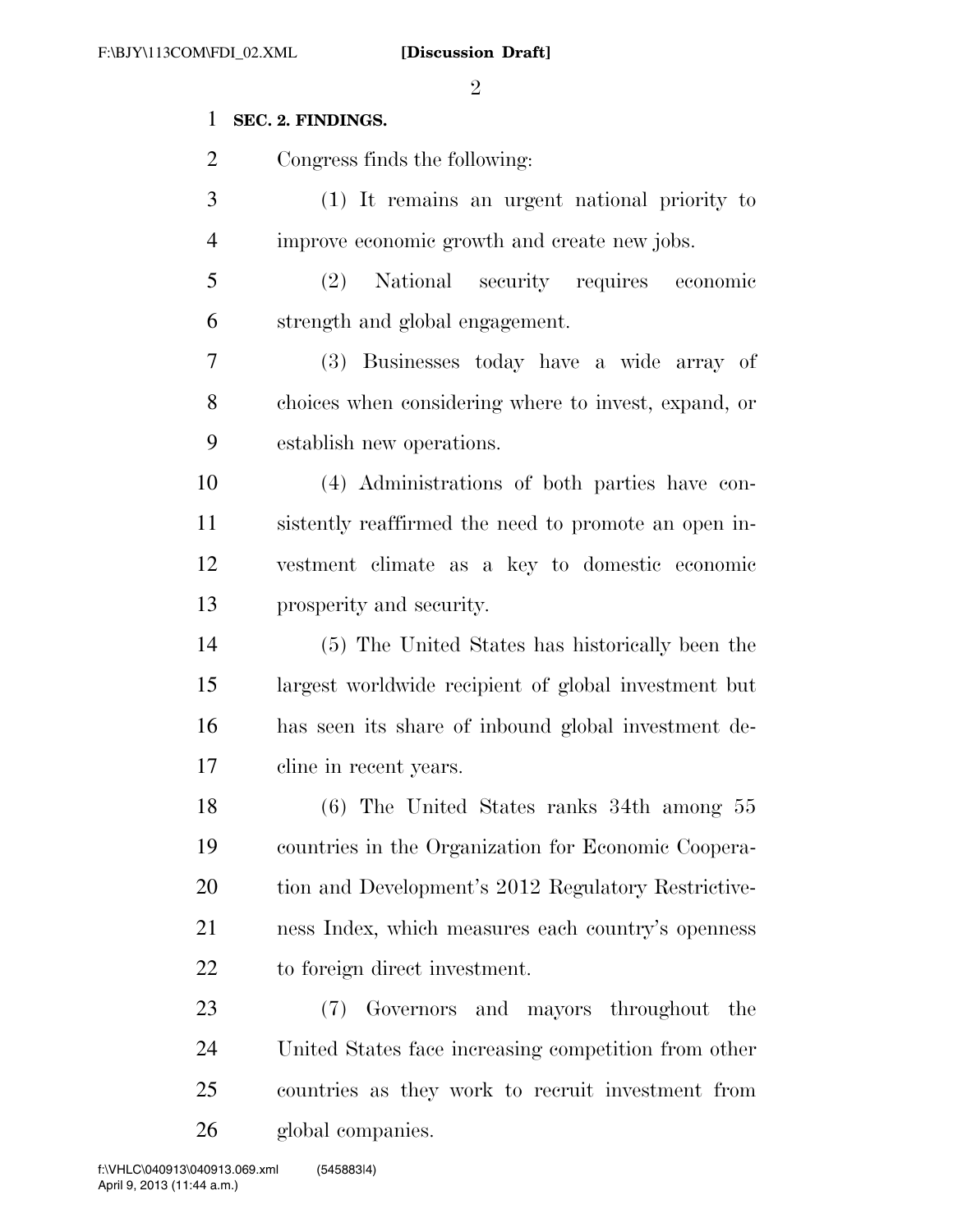**SEC. 2. FINDINGS.**

Congress finds the following:

(1) It remains an urgent national priority to improve economic growth and create new jobs.

(2) National security requires economic strength and global engagement.

(3) Businesses today have a wide array of choices when considering where to invest, expand, or establish new operations.

(4) Administrations of both parties have consistently reaffirmed the need to promote an open investment climate as a key to domestic economic prosperity and security.

(5) The United States has historically been the largest worldwide recipient of global investment but has seen its share of inbound global investment decline in recent years.

(6) The United States ranks 34th among 55 countries in the Organization for Economic Cooperation and Development's 2012 Regulatory Restrictiveness Index, which measures each country's openness to foreign direct investment.

(7) Governors and mayors throughout the United States face increasing competition from other countries as they work to recruit investment from global companies.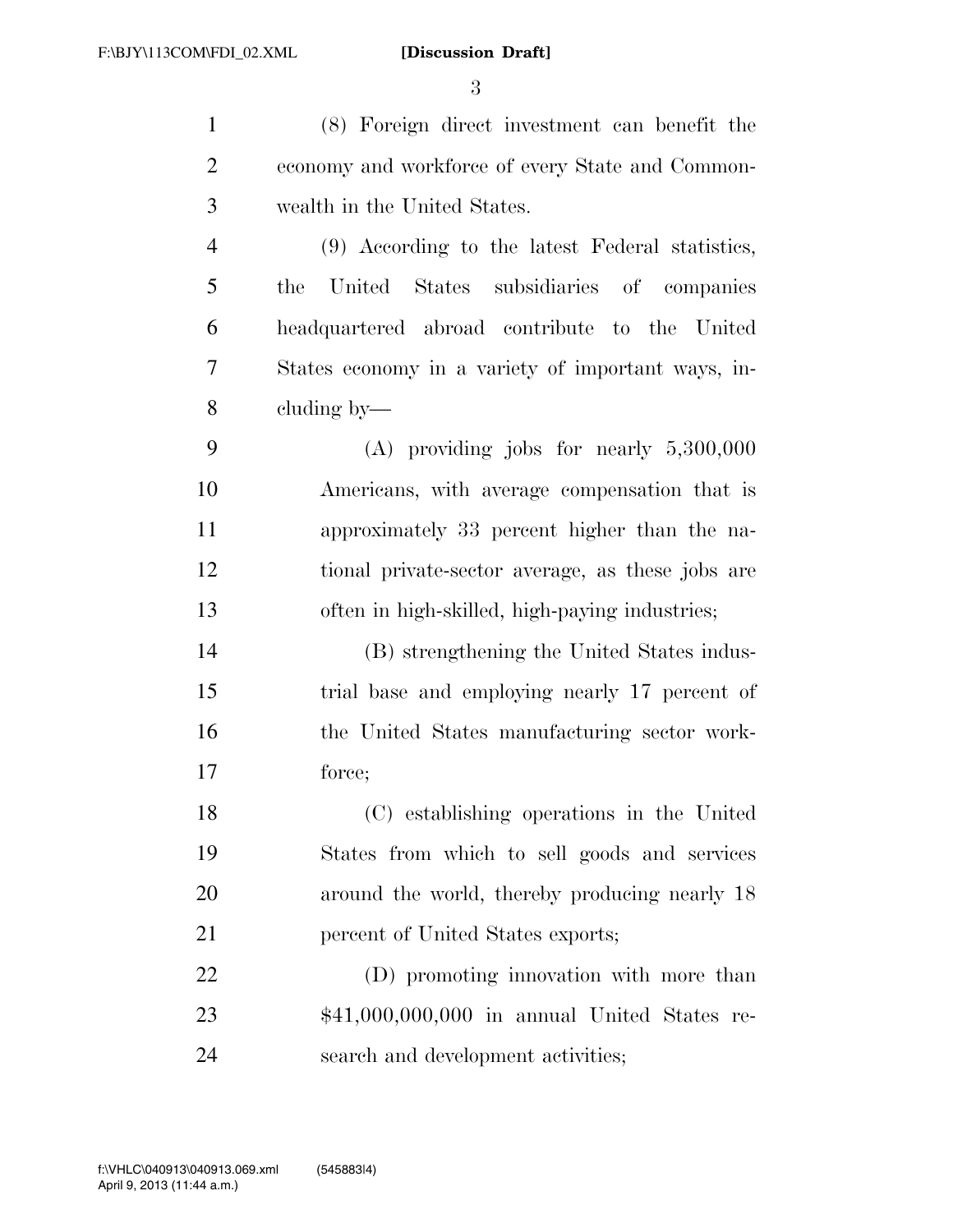(8) Foreign direct investment can benefit the economy and workforce of every State and Commonwealth in the United States.

(9) According to the latest Federal statistics, the United States subsidiaries of companies headquartered abroad contribute to the United States economy in a variety of important ways, including by—

(A) providing jobs for nearly 5,300,000 Americans, with average compensation that is approximately 33 percent higher than the national private-sector average, as these jobs are often in high-skilled, high-paying industries;

(B) strengthening the United States industrial base and employing nearly 17 percent of the United States manufacturing sector workforce;

(C) establishing operations in the United States from which to sell goods and services around the world, thereby producing nearly 18 percent of United States exports;

(D) promoting innovation with more than $41,000,000,000 in annual United States research and development activities;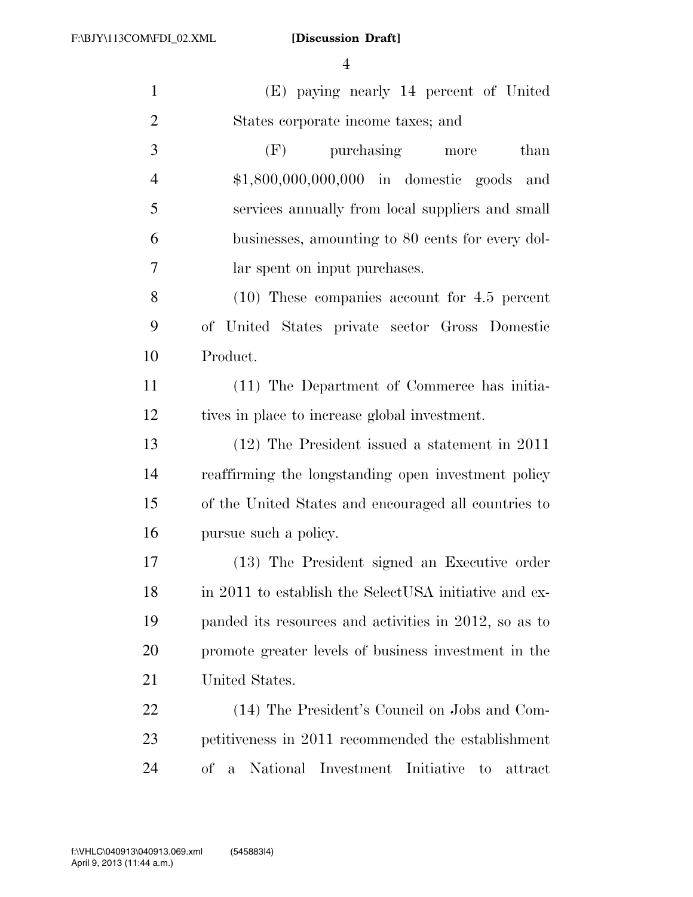(E) paying nearly 14 percent of United States corporate income taxes; and

(F) purchasing more than $1,800,000,000,000 in domestic goods and services annually from local suppliers and small businesses, amounting to 80 cents for every dollar spent on input purchases.

(10) These companies account for 4.5 percent of United States private sector Gross Domestic Product.

(11) The Department of Commerce has initiatives in place to increase global investment.

(12) The President issued a statement in 2011 reaffirming the longstanding open investment policy of the United States and encouraged all countries to pursue such a policy.

(13) The President signed an Executive order in 2011 to establish the SelectUSA initiative and expanded its resources and activities in 2012, so as to promote greater levels of business investment in the United States.

(14) The President's Council on Jobs and Competitiveness in 2011 recommended the establishment of a National Investment Initiative to attract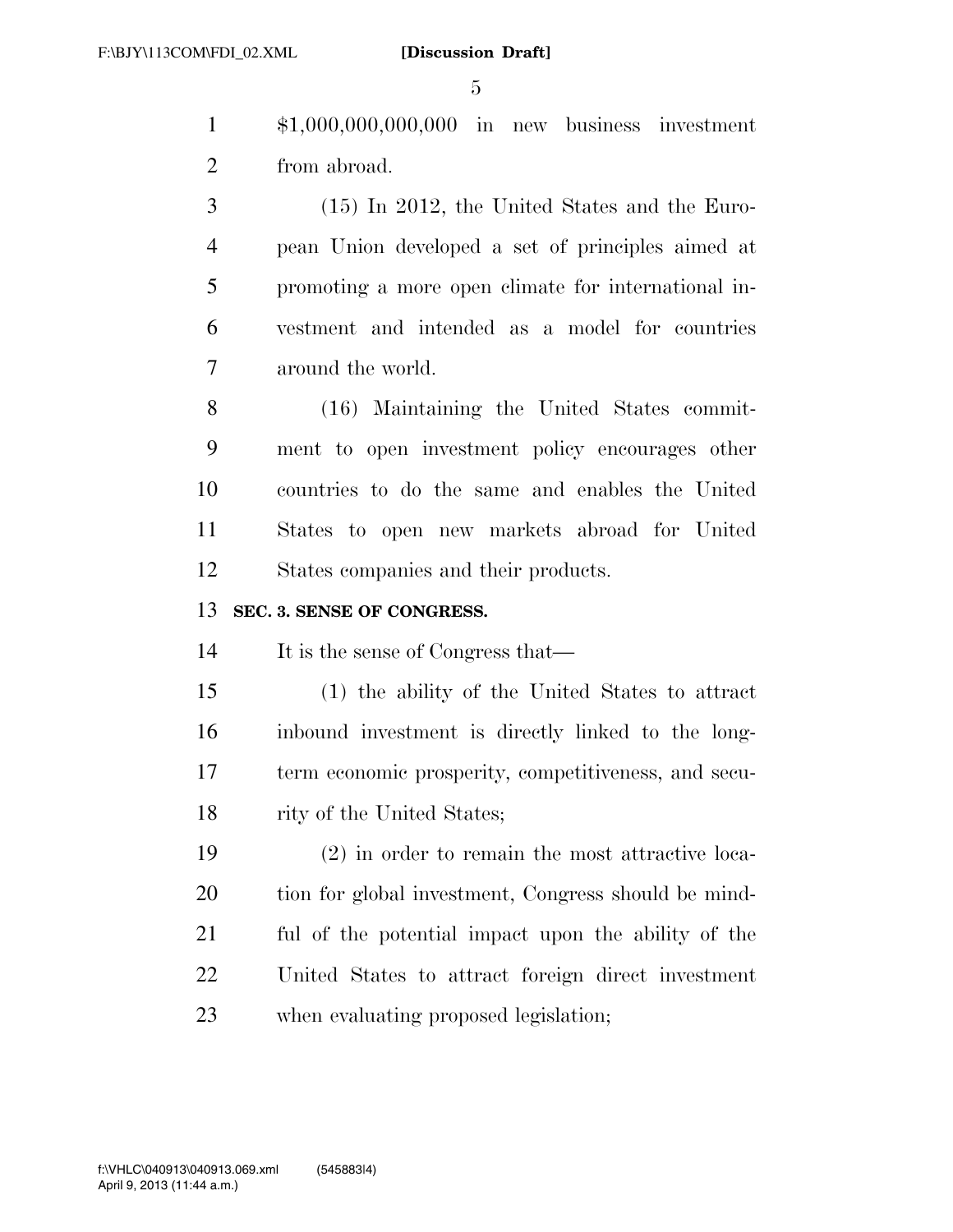$1,000,000,000,000 in new business investment from abroad.

(15) In 2012, the United States and the European Union developed a set of principles aimed at promoting a more open climate for international investment and intended as a model for countries around the world.

(16) Maintaining the United States commitment to open investment policy encourages other countries to do the same and enables the United States to open new markets abroad for United States companies and their products.

**SEC. 3. SENSE OF CONGRESS.**

It is the sense of Congress that—

(1) the ability of the United States to attract inbound investment is directly linked to the long-term economic prosperity, competitiveness, and security of the United States;

(2) in order to remain the most attractive location for global investment, Congress should be mindful of the potential impact upon the ability of the United States to attract foreign direct investment when evaluating proposed legislation;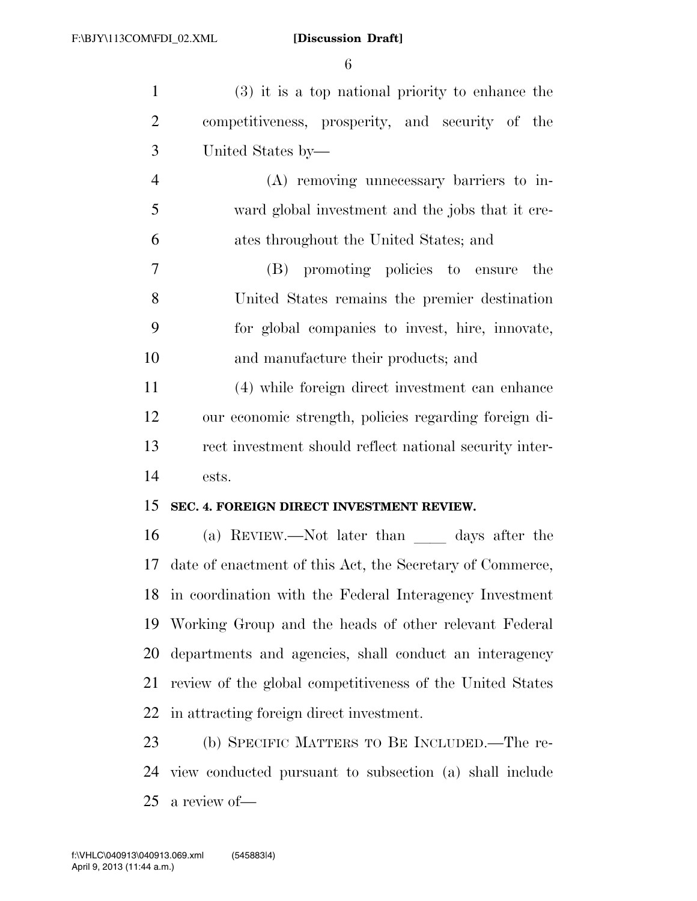(3) it is a top national priority to enhance the competitiveness, prosperity, and security of the United States by—

(A) removing unnecessary barriers to inward global investment and the jobs that it creates throughout the United States; and

(B) promoting policies to ensure the United States remains the premier destination for global companies to invest, hire, innovate, and manufacture their products; and

(4) while foreign direct investment can enhance our economic strength, policies regarding foreign direct investment should reflect national security interests.

**SEC. 4. FOREIGN DIRECT INVESTMENT REVIEW.**

(a) REVIEW.—Not later than ____ days after the date of enactment of this Act, the Secretary of Commerce, in coordination with the Federal Interagency Investment Working Group and the heads of other relevant Federal departments and agencies, shall conduct an interagency review of the global competitiveness of the United States in attracting foreign direct investment.

(b) SPECIFIC MATTERS TO BE INCLUDED.—The review conducted pursuant to subsection (a) shall include a review of—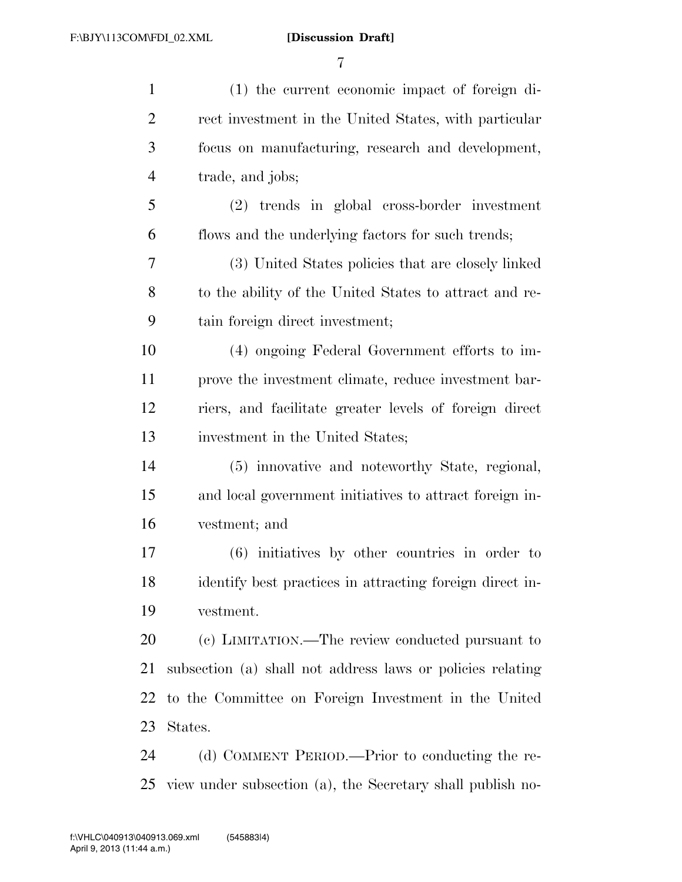(1) the current economic impact of foreign direct investment in the United States, with particular focus on manufacturing, research and development, trade, and jobs;

(2) trends in global cross-border investment flows and the underlying factors for such trends;

(3) United States policies that are closely linked to the ability of the United States to attract and retain foreign direct investment;

(4) ongoing Federal Government efforts to improve the investment climate, reduce investment barriers, and facilitate greater levels of foreign direct investment in the United States;

(5) innovative and noteworthy State, regional, and local government initiatives to attract foreign investment; and

(6) initiatives by other countries in order to identify best practices in attracting foreign direct investment.

(c) LIMITATION.—The review conducted pursuant to subsection (a) shall not address laws or policies relating to the Committee on Foreign Investment in the United States.

(d) COMMENT PERIOD.—Prior to conducting the review under subsection (a), the Secretary shall publish no-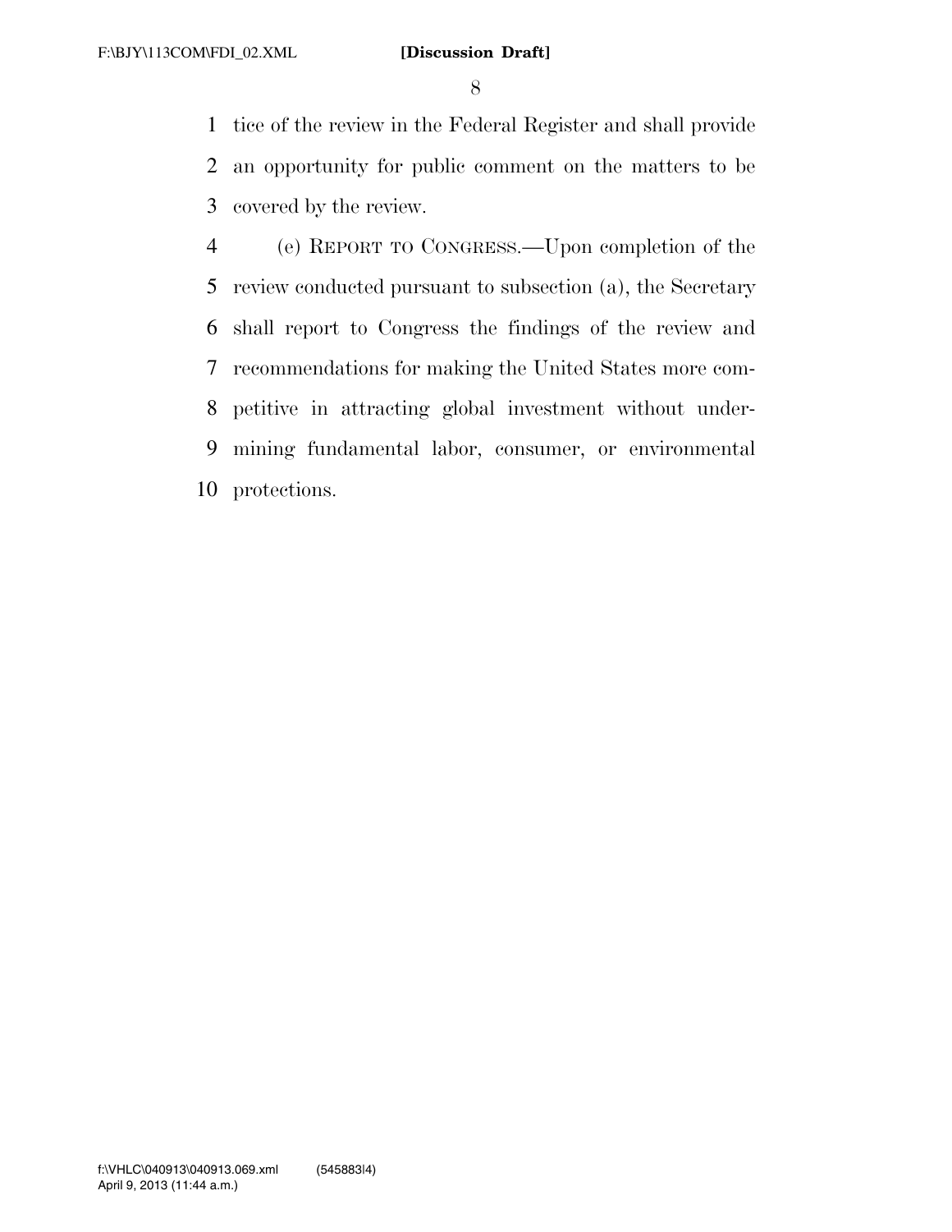tice of the review in the Federal Register and shall provide an opportunity for public comment on the matters to be covered by the review.

(e) REPORT TO CONGRESS.—Upon completion of the review conducted pursuant to subsection (a), the Secretary shall report to Congress the findings of the review and recommendations for making the United States more competitive in attracting global investment without undermining fundamental labor, consumer, or environmental protections.